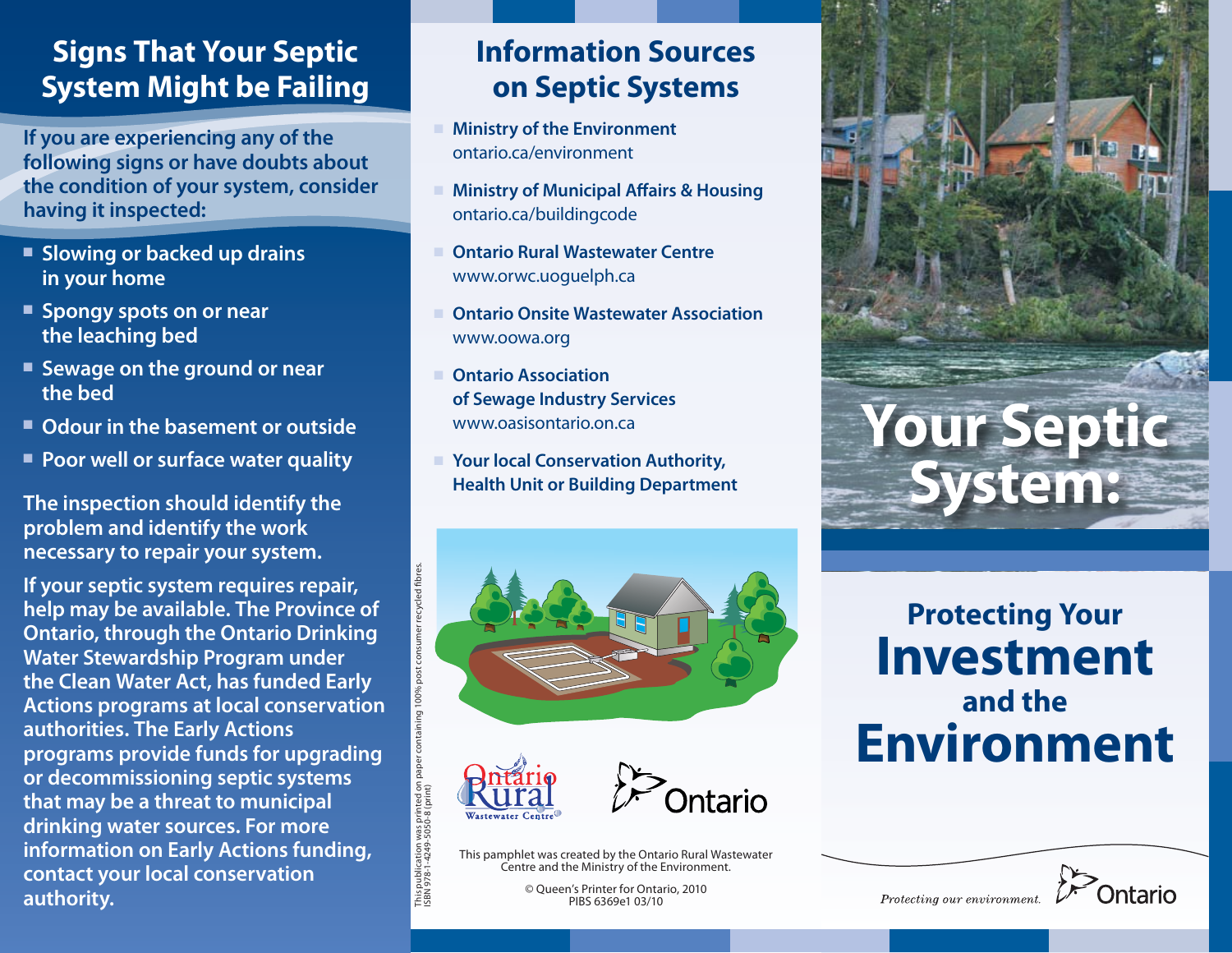## Signs That Your Septic System Might be Failing

**If you are experiencing any of the following signs or have doubts about the condition of your system, consider having it inspected:**

- Slowing or backed up drains in your home
- Spongy spots on or near the leaching bed
- Sewage on the ground or near the bed
- Odour in the basement or outside
- Poor well or surface water quality

The inspection should identify the problem and identify the work necessary to repair your system.

If your septic system requires repair, help may be available. The Province of Ontario, through the Ontario Drinking Water Stewardship Program under the Clean Water Act, has funded Early Actions programs at local conservation authorities. The Early Actions programs provide funds for upgrading or decommissioning septic systems that may be a threat to municipal drinking water sources. For more information on Early Actions funding, contact your local conservation authority.

## Information Sources on Septic Systems

- **Ministry of the Environment**
  ontario.ca/environment
- **Ministry of Municipal Affairs & Housing**
  ontario.ca/buildingcode
- **Ontario Rural Wastewater Centre**
  www.orwc.uoguelph.ca
- **Ontario Onsite Wastewater Association**
  www.oowa.org
- **Ontario Association of Sewage Industry Services**
  www.oasisontario.on.ca
- **Your local Conservation Authority, Health Unit or Building Department**

Ontario Rural Wastewater Centre

Ontario

This pamphlet was created by the Ontario Rural Wastewater Centre and the Ministry of the Environment.

© Queen's Printer for Ontario, 2010
PIBS 6369e1 03/10

This publication was printed on paper containing 100% post consumer recycled fibres.
ISBN 978-1-4249-5050-8 (print)

# Your Septic System:

## Protecting Your Investment and the Environment

*Protecting our environment.* Ontario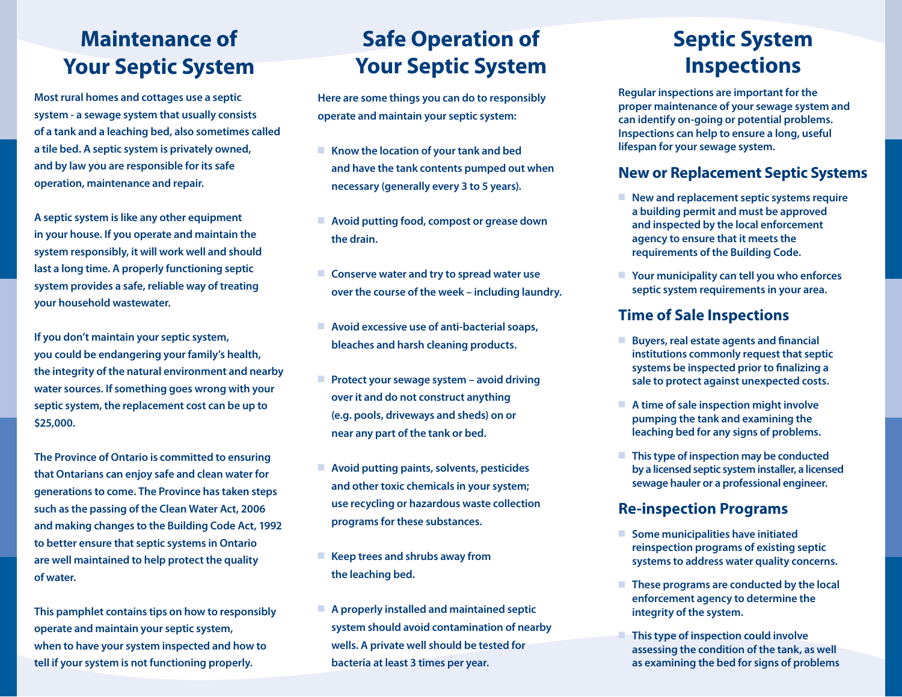# Maintenance of Your Septic System

Most rural homes and cottages use a septic system - a sewage system that usually consists of a tank and a leaching bed, also sometimes called a tile bed. A septic system is privately owned, and by law you are responsible for its safe operation, maintenance and repair.

A septic system is like any other equipment in your house. If you operate and maintain the system responsibly, it will work well and should last a long time. A properly functioning septic system provides a safe, reliable way of treating your household wastewater.

If you don't maintain your septic system, you could be endangering your family's health, the integrity of the natural environment and nearby water sources. If something goes wrong with your septic system, the replacement cost can be up to $25,000.

The Province of Ontario is committed to ensuring that Ontarians can enjoy safe and clean water for generations to come. The Province has taken steps such as the passing of the Clean Water Act, 2006 and making changes to the Building Code Act, 1992 to better ensure that septic systems in Ontario are well maintained to help protect the quality of water.

This pamphlet contains tips on how to responsibly operate and maintain your septic system, when to have your system inspected and how to tell if your system is not functioning properly.

# Safe Operation of Your Septic System

Here are some things you can do to responsibly operate and maintain your septic system:

- Know the location of your tank and bed and have the tank contents pumped out when necessary (generally every 3 to 5 years).
- Avoid putting food, compost or grease down the drain.
- Conserve water and try to spread water use over the course of the week – including laundry.
- Avoid excessive use of anti-bacterial soaps, bleaches and harsh cleaning products.
- Protect your sewage system – avoid driving over it and do not construct anything (e.g. pools, driveways and sheds) on or near any part of the tank or bed.
- Avoid putting paints, solvents, pesticides and other toxic chemicals in your system; use recycling or hazardous waste collection programs for these substances.
- Keep trees and shrubs away from the leaching bed.
- A properly installed and maintained septic system should avoid contamination of nearby wells. A private well should be tested for bacteria at least 3 times per year.

# Septic System Inspections

Regular inspections are important for the proper maintenance of your sewage system and can identify on-going or potential problems. Inspections can help to ensure a long, useful lifespan for your sewage system.

## New or Replacement Septic Systems

- New and replacement septic systems require a building permit and must be approved and inspected by the local enforcement agency to ensure that it meets the requirements of the Building Code.
- Your municipality can tell you who enforces septic system requirements in your area.

## Time of Sale Inspections

- Buyers, real estate agents and financial institutions commonly request that septic systems be inspected prior to finalizing a sale to protect against unexpected costs.
- A time of sale inspection might involve pumping the tank and examining the leaching bed for any signs of problems.
- This type of inspection may be conducted by a licensed septic system installer, a licensed sewage hauler or a professional engineer.

## Re-inspection Programs

- Some municipalities have initiated reinspection programs of existing septic systems to address water quality concerns.
- These programs are conducted by the local enforcement agency to determine the integrity of the system.
- This type of inspection could involve assessing the condition of the tank, as well as examining the bed for signs of problems